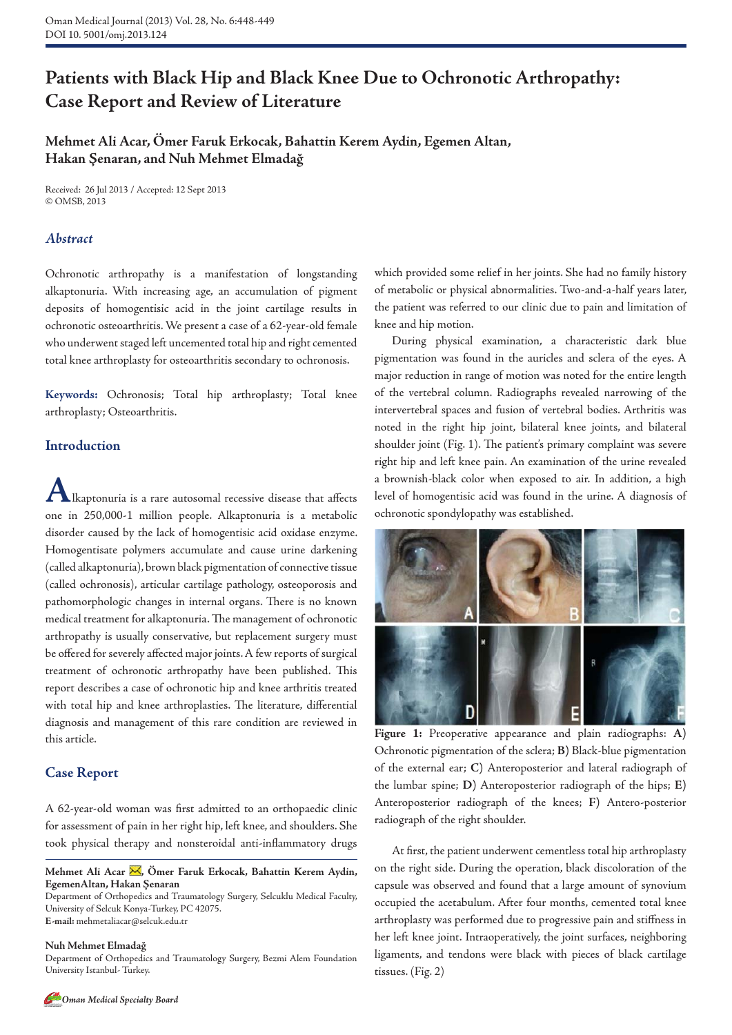# Patients with Black Hip and Black Knee Due to Ochronotic Arthropathy: Case Report and Review of Literature

**Mehmet Ali Acar, Ömer Faruk Erkocak, Bahattin Kerem Aydin, Egemen Altan, Hakan Şenaran, and Nuh Mehmet Elmadağ**

Received: 26 Jul 2013 / Accepted: 12 Sept 2013
© OMSB, 2013

## *Abstract*

Ochronotic arthropathy is a manifestation of longstanding alkaptonuria. With increasing age, an accumulation of pigment deposits of homogentisic acid in the joint cartilage results in ochronotic osteoarthritis. We present a case of a 62-year-old female who underwent staged left uncemented total hip and right cemented total knee arthroplasty for osteoarthritis secondary to ochronosis.

**Keywords:** Ochronosis; Total hip arthroplasty; Total knee arthroplasty; Osteoarthritis.

## Introduction

Alkaptonuria is a rare autosomal recessive disease that affects one in 250,000-1 million people. Alkaptonuria is a metabolic disorder caused by the lack of homogentisic acid oxidase enzyme. Homogentisate polymers accumulate and cause urine darkening (called alkaptonuria), brown black pigmentation of connective tissue (called ochronosis), articular cartilage pathology, osteoporosis and pathomorphologic changes in internal organs. There is no known medical treatment for alkaptonuria. The management of ochronotic arthropathy is usually conservative, but replacement surgery must be offered for severely affected major joints. A few reports of surgical treatment of ochronotic arthropathy have been published. This report describes a case of ochronotic hip and knee arthritis treated with total hip and knee arthroplasties. The literature, differential diagnosis and management of this rare condition are reviewed in this article.

## Case Report

A 62-year-old woman was first admitted to an orthopaedic clinic for assessment of pain in her right hip, left knee, and shoulders. She took physical therapy and nonsteroidal anti-inflammatory drugs which provided some relief in her joints. She had no family history of metabolic or physical abnormalities. Two-and-a-half years later, the patient was referred to our clinic due to pain and limitation of knee and hip motion.

During physical examination, a characteristic dark blue pigmentation was found in the auricles and sclera of the eyes. A major reduction in range of motion was noted for the entire length of the vertebral column. Radiographs revealed narrowing of the intervertebral spaces and fusion of vertebral bodies. Arthritis was noted in the right hip joint, bilateral knee joints, and bilateral shoulder joint (Fig. 1). The patient's primary complaint was severe right hip and left knee pain. An examination of the urine revealed a brownish-black color when exposed to air. In addition, a high level of homogentisic acid was found in the urine. A diagnosis of ochronotic spondylopathy was established.

**Figure 1:** Preoperative appearance and plain radiographs: **A**) Ochronotic pigmentation of the sclera; **B**) Black-blue pigmentation of the external ear; **C**) Anteroposterior and lateral radiograph of the lumbar spine; **D**) Anteroposterior radiograph of the hips; **E**) Anteroposterior radiograph of the knees; **F**) Antero-posterior radiograph of the right shoulder.

At first, the patient underwent cementless total hip arthroplasty on the right side. During the operation, black discoloration of the capsule was observed and found that a large amount of synovium occupied the acetabulum. After four months, cemented total knee arthroplasty was performed due to progressive pain and stiffness in her left knee joint. Intraoperatively, the joint surfaces, neighboring ligaments, and tendons were black with pieces of black cartilage tissues. (Fig. 2)

---

**Mehmet Ali Acar**, **Ömer Faruk Erkocak, Bahattin Kerem Aydin, EgemenAltan, Hakan Şenaran**
Department of Orthopedics and Traumatology Surgery, Selcuklu Medical Faculty, University of Selcuk Konya-Turkey, PC 42075.
**E-mail:** mehmetaliacar@selcuk.edu.tr

**Nuh Mehmet Elmadağ**
Department of Orthopedics and Traumatology Surgery, Bezmi Alem Foundation University Istanbul- Turkey.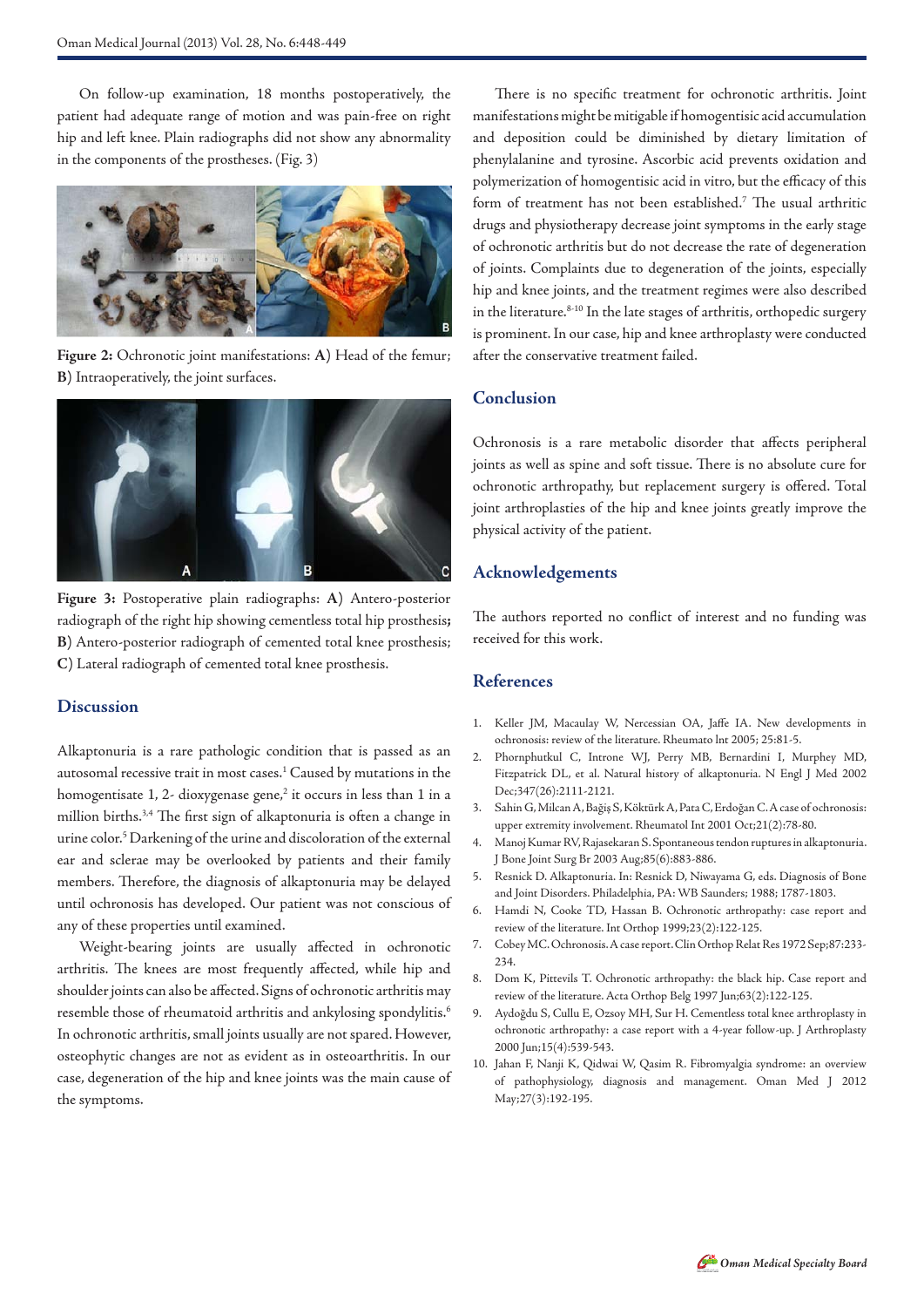On follow-up examination, 18 months postoperatively, the patient had adequate range of motion and was pain-free on right hip and left knee. Plain radiographs did not show any abnormality in the components of the prostheses. (Fig. 3)

**Figure 2:** Ochronotic joint manifestations: **A**) Head of the femur; **B**) Intraoperatively, the joint surfaces.

**Figure 3:** Postoperative plain radiographs: **A**) Antero-posterior radiograph of the right hip showing cementless total hip prosthesis**;** **B**) Antero-posterior radiograph of cemented total knee prosthesis; **C**) Lateral radiograph of cemented total knee prosthesis.

## Discussion

Alkaptonuria is a rare pathologic condition that is passed as an autosomal recessive trait in most cases.[1] Caused by mutations in the homogentisate 1, 2- dioxygenase gene,[2] it occurs in less than 1 in a million births.[3,4] The first sign of alkaptonuria is often a change in urine color.[5] Darkening of the urine and discoloration of the external ear and sclerae may be overlooked by patients and their family members. Therefore, the diagnosis of alkaptonuria may be delayed until ochronosis has developed. Our patient was not conscious of any of these properties until examined.

Weight-bearing joints are usually affected in ochronotic arthritis. The knees are most frequently affected, while hip and shoulder joints can also be affected. Signs of ochronotic arthritis may resemble those of rheumatoid arthritis and ankylosing spondylitis.[6] In ochronotic arthritis, small joints usually are not spared. However, osteophytic changes are not as evident as in osteoarthritis. In our case, degeneration of the hip and knee joints was the main cause of the symptoms.

There is no specific treatment for ochronotic arthritis. Joint manifestations might be mitigable if homogentisic acid accumulation and deposition could be diminished by dietary limitation of phenylalanine and tyrosine. Ascorbic acid prevents oxidation and polymerization of homogentisic acid in vitro, but the efficacy of this form of treatment has not been established.[7] The usual arthritic drugs and physiotherapy decrease joint symptoms in the early stage of ochronotic arthritis but do not decrease the rate of degeneration of joints. Complaints due to degeneration of the joints, especially hip and knee joints, and the treatment regimes were also described in the literature.[8-10] In the late stages of arthritis, orthopedic surgery is prominent. In our case, hip and knee arthroplasty were conducted after the conservative treatment failed.

## Conclusion

Ochronosis is a rare metabolic disorder that affects peripheral joints as well as spine and soft tissue. There is no absolute cure for ochronotic arthropathy, but replacement surgery is offered. Total joint arthroplasties of the hip and knee joints greatly improve the physical activity of the patient.

## Acknowledgements

The authors reported no conflict of interest and no funding was received for this work.

## References

1. Keller JM, Macaulay W, Nercessian OA, Jaffe IA. New developments in ochronosis: review of the literature. Rheumato lnt 2005; 25:81-5.
2. Phornphutkul C, Introne WJ, Perry MB, Bernardini I, Murphey MD, Fitzpatrick DL, et al. Natural history of alkaptonuria. N Engl J Med 2002 Dec;347(26):2111-2121.
3. Sahin G, Milcan A, Bağiş S, Köktürk A, Pata C, Erdoğan C. A case of ochronosis: upper extremity involvement. Rheumatol Int 2001 Oct;21(2):78-80.
4. Manoj Kumar RV, Rajasekaran S. Spontaneous tendon ruptures in alkaptonuria. J Bone Joint Surg Br 2003 Aug;85(6):883-886.
5. Resnick D. Alkaptonuria. In: Resnick D, Niwayama G, eds. Diagnosis of Bone and Joint Disorders. Philadelphia, PA: WB Saunders; 1988; 1787-1803.
6. Hamdi N, Cooke TD, Hassan B. Ochronotic arthropathy: case report and review of the literature. Int Orthop 1999;23(2):122-125.
7. Cobey MC. Ochronosis. A case report. Clin Orthop Relat Res 1972 Sep;87:233-234.
8. Dom K, Pittevils T. Ochronotic arthropathy: the black hip. Case report and review of the literature. Acta Orthop Belg 1997 Jun;63(2):122-125.
9. Aydoğdu S, Cullu E, Ozsoy MH, Sur H. Cementless total knee arthroplasty in ochronotic arthropathy: a case report with a 4-year follow-up. J Arthroplasty 2000 Jun;15(4):539-543.
10. Jahan F, Nanji K, Qidwai W, Qasim R. Fibromyalgia syndrome: an overview of pathophysiology, diagnosis and management. Oman Med J 2012 May;27(3):192-195.